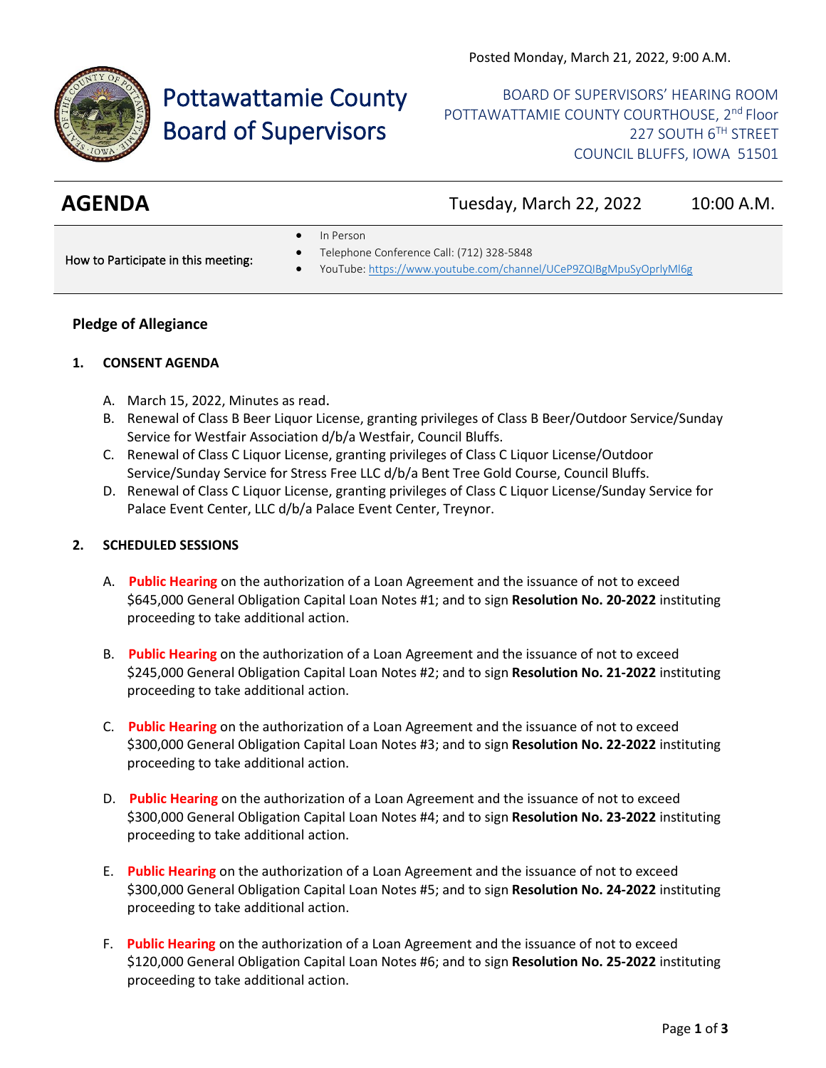Posted Monday, March 21, 2022, 9:00 A.M.

# Pottawattamie County Board of Supervisors

BOARD OF SUPERVISORS' HEARING ROOM
POTTAWATTAMIE COUNTY COURTHOUSE, 2nd Floor
227 SOUTH 6TH STREET
COUNCIL BLUFFS, IOWA 51501

## AGENDA

Tuesday, March 22, 2022 10:00 A.M.

How to Participate in this meeting:

- In Person
- Telephone Conference Call: (712) 328-5848
- YouTube: https://www.youtube.com/channel/UCeP9ZQIBgMpuSyOprlyMl6g

**Pledge of Allegiance**

**1. CONSENT AGENDA**

A. March 15, 2022, Minutes as read.

B. Renewal of Class B Beer Liquor License, granting privileges of Class B Beer/Outdoor Service/Sunday Service for Westfair Association d/b/a Westfair, Council Bluffs.

C. Renewal of Class C Liquor License, granting privileges of Class C Liquor License/Outdoor Service/Sunday Service for Stress Free LLC d/b/a Bent Tree Gold Course, Council Bluffs.

D. Renewal of Class C Liquor License, granting privileges of Class C Liquor License/Sunday Service for Palace Event Center, LLC d/b/a Palace Event Center, Treynor.

**2. SCHEDULED SESSIONS**

A. **Public Hearing** on the authorization of a Loan Agreement and the issuance of not to exceed $645,000 General Obligation Capital Loan Notes #1; and to sign **Resolution No. 20-2022** instituting proceeding to take additional action.

B. **Public Hearing** on the authorization of a Loan Agreement and the issuance of not to exceed $245,000 General Obligation Capital Loan Notes #2; and to sign **Resolution No. 21-2022** instituting proceeding to take additional action.

C. **Public Hearing** on the authorization of a Loan Agreement and the issuance of not to exceed $300,000 General Obligation Capital Loan Notes #3; and to sign **Resolution No. 22-2022** instituting proceeding to take additional action.

D. **Public Hearing** on the authorization of a Loan Agreement and the issuance of not to exceed $300,000 General Obligation Capital Loan Notes #4; and to sign **Resolution No. 23-2022** instituting proceeding to take additional action.

E. **Public Hearing** on the authorization of a Loan Agreement and the issuance of not to exceed $300,000 General Obligation Capital Loan Notes #5; and to sign **Resolution No. 24-2022** instituting proceeding to take additional action.

F. **Public Hearing** on the authorization of a Loan Agreement and the issuance of not to exceed $120,000 General Obligation Capital Loan Notes #6; and to sign **Resolution No. 25-2022** instituting proceeding to take additional action.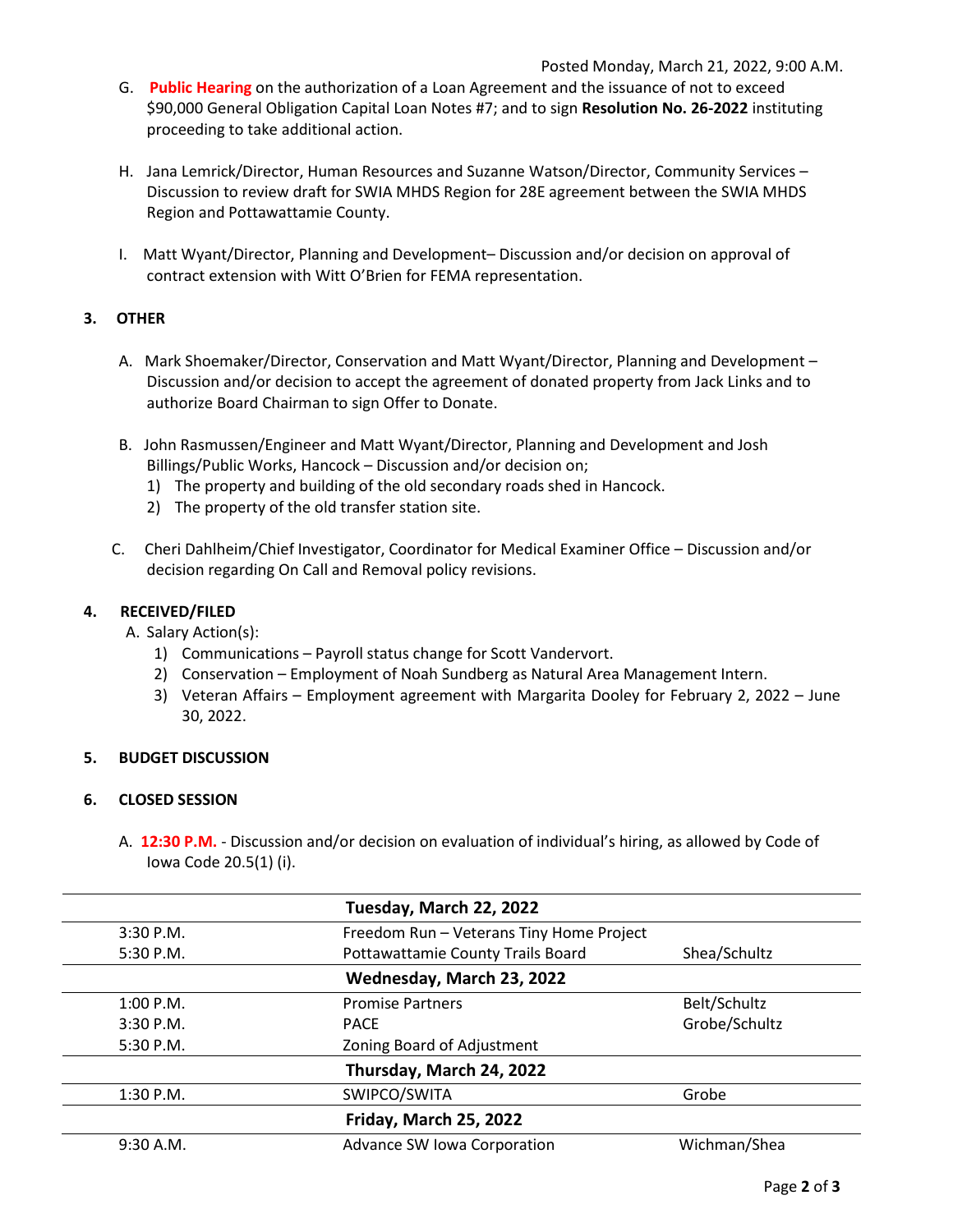Posted Monday, March 21, 2022, 9:00 A.M.

G. **Public Hearing** on the authorization of a Loan Agreement and the issuance of not to exceed $90,000 General Obligation Capital Loan Notes #7; and to sign **Resolution No. 26-2022** instituting proceeding to take additional action.

H. Jana Lemrick/Director, Human Resources and Suzanne Watson/Director, Community Services – Discussion to review draft for SWIA MHDS Region for 28E agreement between the SWIA MHDS Region and Pottawattamie County.

I. Matt Wyant/Director, Planning and Development– Discussion and/or decision on approval of contract extension with Witt O'Brien for FEMA representation.

**3. OTHER**

A. Mark Shoemaker/Director, Conservation and Matt Wyant/Director, Planning and Development – Discussion and/or decision to accept the agreement of donated property from Jack Links and to authorize Board Chairman to sign Offer to Donate.

B. John Rasmussen/Engineer and Matt Wyant/Director, Planning and Development and Josh Billings/Public Works, Hancock – Discussion and/or decision on;
   1) The property and building of the old secondary roads shed in Hancock.
   2) The property of the old transfer station site.

C. Cheri Dahlheim/Chief Investigator, Coordinator for Medical Examiner Office – Discussion and/or decision regarding On Call and Removal policy revisions.

**4. RECEIVED/FILED**

A. Salary Action(s):
   1) Communications – Payroll status change for Scott Vandervort.
   2) Conservation – Employment of Noah Sundberg as Natural Area Management Intern.
   3) Veteran Affairs – Employment agreement with Margarita Dooley for February 2, 2022 – June 30, 2022.

**5. BUDGET DISCUSSION**

**6. CLOSED SESSION**

A. **12:30 P.M.** - Discussion and/or decision on evaluation of individual's hiring, as allowed by Code of Iowa Code 20.5(1) (i).

| | **Tuesday, March 22, 2022** | |
|---|---|---|
| 3:30 P.M. | Freedom Run – Veterans Tiny Home Project | |
| 5:30 P.M. | Pottawattamie County Trails Board | Shea/Schultz |
| | **Wednesday, March 23, 2022** | |
| 1:00 P.M. | Promise Partners | Belt/Schultz |
| 3:30 P.M. | PACE | Grobe/Schultz |
| 5:30 P.M. | Zoning Board of Adjustment | |
| | **Thursday, March 24, 2022** | |
| 1:30 P.M. | SWIPCO/SWITA | Grobe |
| | **Friday, March 25, 2022** | |
| 9:30 A.M. | Advance SW Iowa Corporation | Wichman/Shea |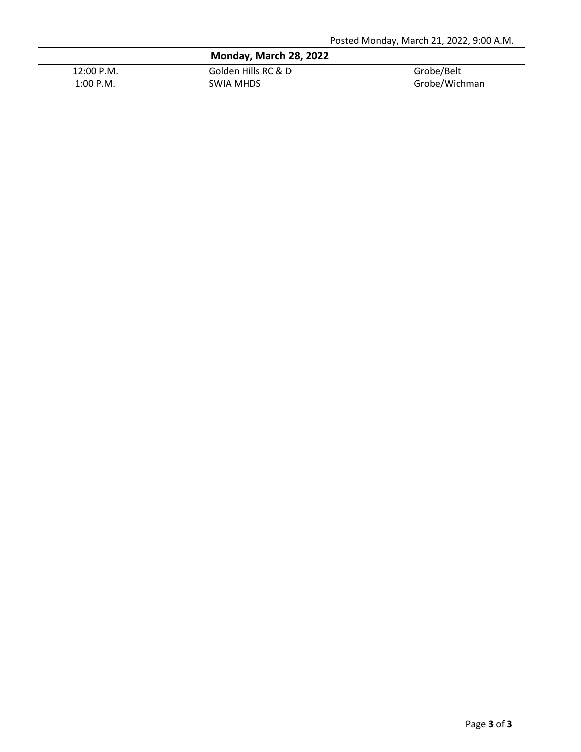Posted Monday, March 21, 2022, 9:00 A.M.

**Monday, March 28, 2022**

| | | |
|---|---|---|
| 12:00 P.M. | Golden Hills RC & D | Grobe/Belt |
| 1:00 P.M. | SWIA MHDS | Grobe/Wichman |